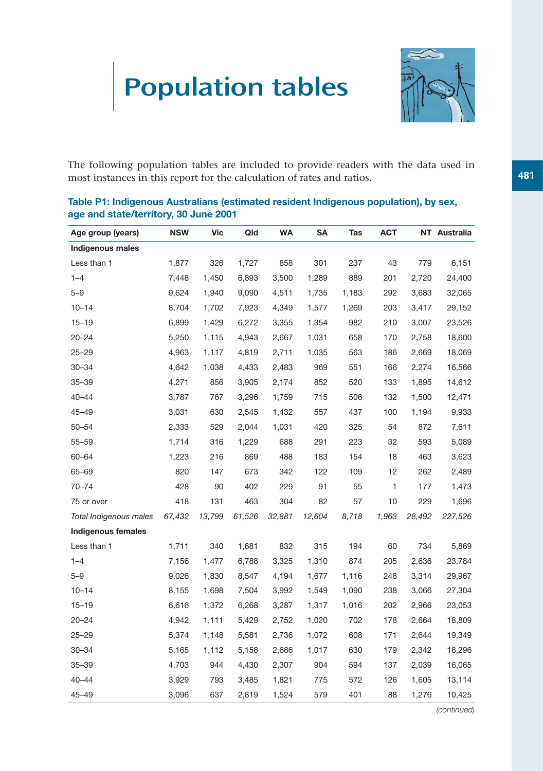# Population tables

The following population tables are included to provide readers with the data used in most instances in this report for the calculation of rates and ratios.

**Table P1: Indigenous Australians (estimated resident Indigenous population), by sex, age and state/territory, 30 June 2001**

| Age group (years) | NSW | Vic | Qld | WA | SA | Tas | ACT | NT | Australia |
|---|---|---|---|---|---|---|---|---|---|
| **Indigenous males** | | | | | | | | | |
| Less than 1 | 1,877 | 326 | 1,727 | 858 | 301 | 237 | 43 | 779 | 6,151 |
| 1–4 | 7,448 | 1,450 | 6,893 | 3,500 | 1,289 | 889 | 201 | 2,720 | 24,400 |
| 5–9 | 9,624 | 1,940 | 9,090 | 4,511 | 1,735 | 1,183 | 292 | 3,683 | 32,065 |
| 10–14 | 8,704 | 1,702 | 7,923 | 4,349 | 1,577 | 1,269 | 203 | 3,417 | 29,152 |
| 15–19 | 6,899 | 1,429 | 6,272 | 3,355 | 1,354 | 982 | 210 | 3,007 | 23,526 |
| 20–24 | 5,250 | 1,115 | 4,943 | 2,667 | 1,031 | 658 | 170 | 2,758 | 18,600 |
| 25–29 | 4,963 | 1,117 | 4,819 | 2,711 | 1,035 | 563 | 186 | 2,669 | 18,069 |
| 30–34 | 4,642 | 1,038 | 4,433 | 2,483 | 969 | 551 | 166 | 2,274 | 16,566 |
| 35–39 | 4,271 | 856 | 3,905 | 2,174 | 852 | 520 | 133 | 1,895 | 14,612 |
| 40–44 | 3,787 | 767 | 3,296 | 1,759 | 715 | 506 | 132 | 1,500 | 12,471 |
| 45–49 | 3,031 | 630 | 2,545 | 1,432 | 557 | 437 | 100 | 1,194 | 9,933 |
| 50–54 | 2,333 | 529 | 2,044 | 1,031 | 420 | 325 | 54 | 872 | 7,611 |
| 55–59 | 1,714 | 316 | 1,229 | 688 | 291 | 223 | 32 | 593 | 5,089 |
| 60–64 | 1,223 | 216 | 869 | 488 | 183 | 154 | 18 | 463 | 3,623 |
| 65–69 | 820 | 147 | 673 | 342 | 122 | 109 | 12 | 262 | 2,489 |
| 70–74 | 428 | 90 | 402 | 229 | 91 | 55 | 1 | 177 | 1,473 |
| 75 or over | 418 | 131 | 463 | 304 | 82 | 57 | 10 | 229 | 1,696 |
| *Total Indigenous males* | *67,432* | *13,799* | *61,526* | *32,881* | *12,604* | *8,718* | *1,963* | *28,492* | *227,526* |
| **Indigenous females** | | | | | | | | | |
| Less than 1 | 1,711 | 340 | 1,681 | 832 | 315 | 194 | 60 | 734 | 5,869 |
| 1–4 | 7,156 | 1,477 | 6,788 | 3,325 | 1,310 | 874 | 205 | 2,636 | 23,784 |
| 5–9 | 9,026 | 1,830 | 8,547 | 4,194 | 1,677 | 1,116 | 248 | 3,314 | 29,967 |
| 10–14 | 8,155 | 1,698 | 7,504 | 3,992 | 1,549 | 1,090 | 238 | 3,066 | 27,304 |
| 15–19 | 6,616 | 1,372 | 6,268 | 3,287 | 1,317 | 1,016 | 202 | 2,966 | 23,053 |
| 20–24 | 4,942 | 1,111 | 5,429 | 2,752 | 1,020 | 702 | 178 | 2,664 | 18,809 |
| 25–29 | 5,374 | 1,148 | 5,581 | 2,736 | 1,072 | 608 | 171 | 2,644 | 19,349 |
| 30–34 | 5,165 | 1,112 | 5,158 | 2,686 | 1,017 | 630 | 179 | 2,342 | 18,296 |
| 35–39 | 4,703 | 944 | 4,430 | 2,307 | 904 | 594 | 137 | 2,039 | 16,065 |
| 40–44 | 3,929 | 793 | 3,485 | 1,821 | 775 | 572 | 126 | 1,605 | 13,114 |
| 45–49 | 3,096 | 637 | 2,819 | 1,524 | 579 | 401 | 88 | 1,276 | 10,425 |

*(continued)*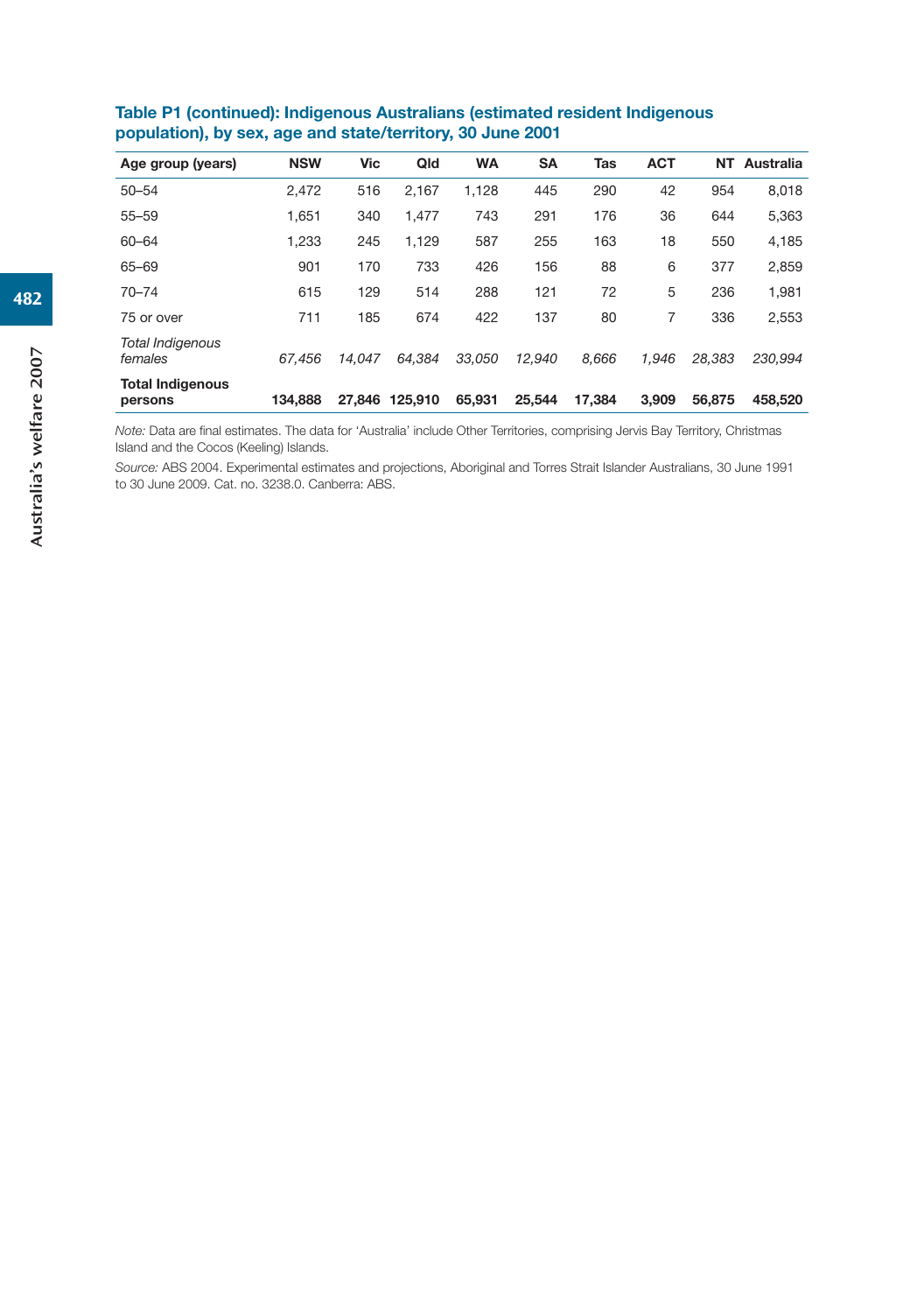**Table P1 (continued): Indigenous Australians (estimated resident Indigenous population), by sex, age and state/territory, 30 June 2001**

| Age group (years) | NSW | Vic | Qld | WA | SA | Tas | ACT | NT | Australia |
|---|---|---|---|---|---|---|---|---|---|
| 50–54 | 2,472 | 516 | 2,167 | 1,128 | 445 | 290 | 42 | 954 | 8,018 |
| 55–59 | 1,651 | 340 | 1,477 | 743 | 291 | 176 | 36 | 644 | 5,363 |
| 60–64 | 1,233 | 245 | 1,129 | 587 | 255 | 163 | 18 | 550 | 4,185 |
| 65–69 | 901 | 170 | 733 | 426 | 156 | 88 | 6 | 377 | 2,859 |
| 70–74 | 615 | 129 | 514 | 288 | 121 | 72 | 5 | 236 | 1,981 |
| 75 or over | 711 | 185 | 674 | 422 | 137 | 80 | 7 | 336 | 2,553 |
| *Total Indigenous females* | *67,456* | *14,047* | *64,384* | *33,050* | *12,940* | *8,666* | *1,946* | *28,383* | *230,994* |
| **Total Indigenous persons** | **134,888** | **27,846** | **125,910** | **65,931** | **25,544** | **17,384** | **3,909** | **56,875** | **458,520** |

*Note:* Data are final estimates. The data for 'Australia' include Other Territories, comprising Jervis Bay Territory, Christmas Island and the Cocos (Keeling) Islands.

*Source:* ABS 2004. Experimental estimates and projections, Aboriginal and Torres Strait Islander Australians, 30 June 1991 to 30 June 2009. Cat. no. 3238.0. Canberra: ABS.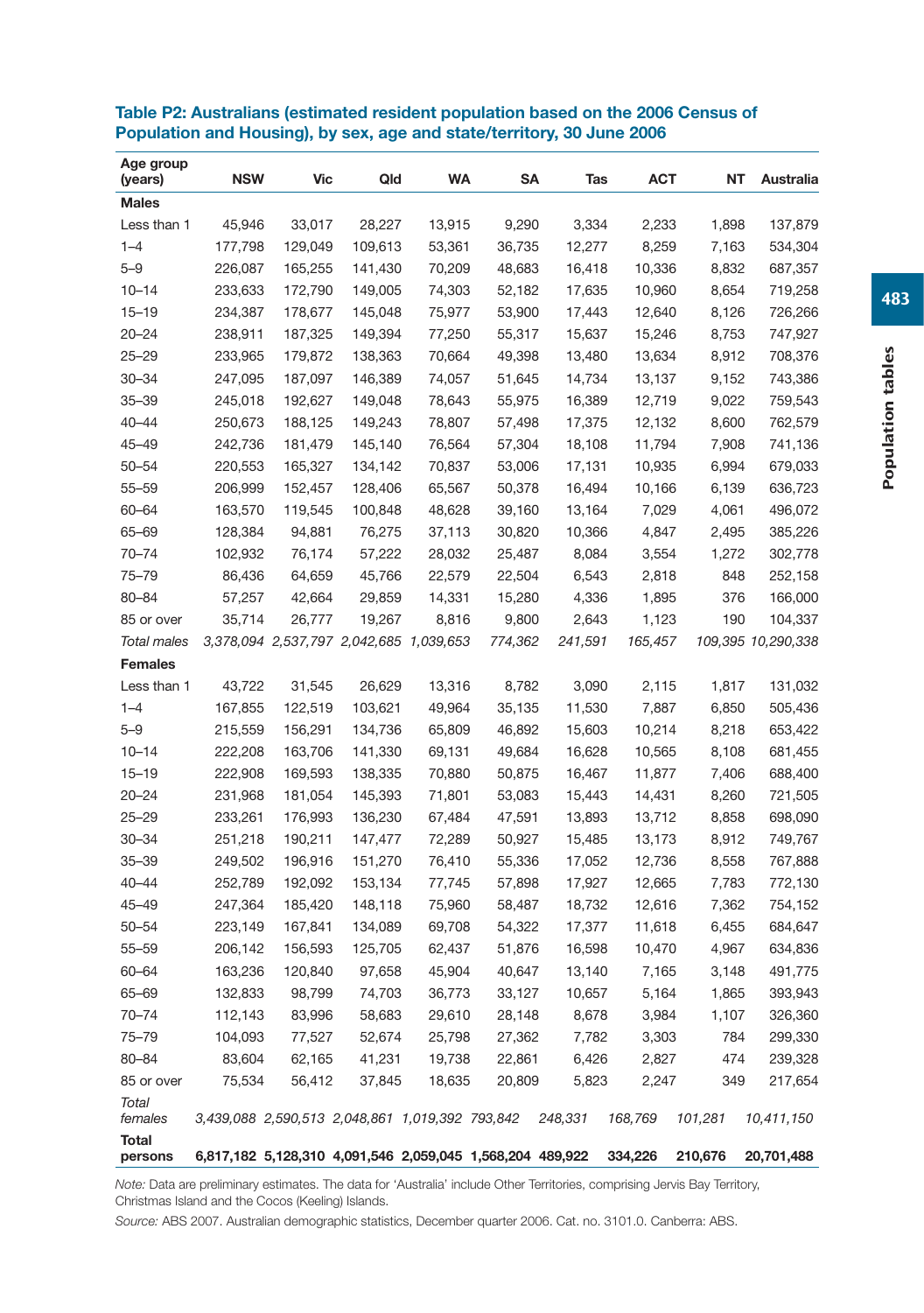**Table P2: Australians (estimated resident population based on the 2006 Census of Population and Housing), by sex, age and state/territory, 30 June 2006**

| Age group (years) | NSW | Vic | Qld | WA | SA | Tas | ACT | NT | Australia |
|---|---|---|---|---|---|---|---|---|---|
| **Males** | | | | | | | | | |
| Less than 1 | 45,946 | 33,017 | 28,227 | 13,915 | 9,290 | 3,334 | 2,233 | 1,898 | 137,879 |
| 1–4 | 177,798 | 129,049 | 109,613 | 53,361 | 36,735 | 12,277 | 8,259 | 7,163 | 534,304 |
| 5–9 | 226,087 | 165,255 | 141,430 | 70,209 | 48,683 | 16,418 | 10,336 | 8,832 | 687,357 |
| 10–14 | 233,633 | 172,790 | 149,005 | 74,303 | 52,182 | 17,635 | 10,960 | 8,654 | 719,258 |
| 15–19 | 234,387 | 178,677 | 145,048 | 75,977 | 53,900 | 17,443 | 12,640 | 8,126 | 726,266 |
| 20–24 | 238,911 | 187,325 | 149,394 | 77,250 | 55,317 | 15,637 | 15,246 | 8,753 | 747,927 |
| 25–29 | 233,965 | 179,872 | 138,363 | 70,664 | 49,398 | 13,480 | 13,634 | 8,912 | 708,376 |
| 30–34 | 247,095 | 187,097 | 146,389 | 74,057 | 51,645 | 14,734 | 13,137 | 9,152 | 743,386 |
| 35–39 | 245,018 | 192,627 | 149,048 | 78,643 | 55,975 | 16,389 | 12,719 | 9,022 | 759,543 |
| 40–44 | 250,673 | 188,125 | 149,243 | 78,807 | 57,498 | 17,375 | 12,132 | 8,600 | 762,579 |
| 45–49 | 242,736 | 181,479 | 145,140 | 76,564 | 57,304 | 18,108 | 11,794 | 7,908 | 741,136 |
| 50–54 | 220,553 | 165,327 | 134,142 | 70,837 | 53,006 | 17,131 | 10,935 | 6,994 | 679,033 |
| 55–59 | 206,999 | 152,457 | 128,406 | 65,567 | 50,378 | 16,494 | 10,166 | 6,139 | 636,723 |
| 60–64 | 163,570 | 119,545 | 100,848 | 48,628 | 39,160 | 13,164 | 7,029 | 4,061 | 496,072 |
| 65–69 | 128,384 | 94,881 | 76,275 | 37,113 | 30,820 | 10,366 | 4,847 | 2,495 | 385,226 |
| 70–74 | 102,932 | 76,174 | 57,222 | 28,032 | 25,487 | 8,084 | 3,554 | 1,272 | 302,778 |
| 75–79 | 86,436 | 64,659 | 45,766 | 22,579 | 22,504 | 6,543 | 2,818 | 848 | 252,158 |
| 80–84 | 57,257 | 42,664 | 29,859 | 14,331 | 15,280 | 4,336 | 1,895 | 376 | 166,000 |
| 85 or over | 35,714 | 26,777 | 19,267 | 8,816 | 9,800 | 2,643 | 1,123 | 190 | 104,337 |
| *Total males* | *3,378,094* | *2,537,797* | *2,042,685* | *1,039,653* | *774,362* | *241,591* | *165,457* | *109,395* | *10,290,338* |
| **Females** | | | | | | | | | |
| Less than 1 | 43,722 | 31,545 | 26,629 | 13,316 | 8,782 | 3,090 | 2,115 | 1,817 | 131,032 |
| 1–4 | 167,855 | 122,519 | 103,621 | 49,964 | 35,135 | 11,530 | 7,887 | 6,850 | 505,436 |
| 5–9 | 215,559 | 156,291 | 134,736 | 65,809 | 46,892 | 15,603 | 10,214 | 8,218 | 653,422 |
| 10–14 | 222,208 | 163,706 | 141,330 | 69,131 | 49,684 | 16,628 | 10,565 | 8,108 | 681,455 |
| 15–19 | 222,908 | 169,593 | 138,335 | 70,880 | 50,875 | 16,467 | 11,877 | 7,406 | 688,400 |
| 20–24 | 231,968 | 181,054 | 145,393 | 71,801 | 53,083 | 15,443 | 14,431 | 8,260 | 721,505 |
| 25–29 | 233,261 | 176,993 | 136,230 | 67,484 | 47,591 | 13,893 | 13,712 | 8,858 | 698,090 |
| 30–34 | 251,218 | 190,211 | 147,477 | 72,289 | 50,927 | 15,485 | 13,173 | 8,912 | 749,767 |
| 35–39 | 249,502 | 196,916 | 151,270 | 76,410 | 55,336 | 17,052 | 12,736 | 8,558 | 767,888 |
| 40–44 | 252,789 | 192,092 | 153,134 | 77,745 | 57,898 | 17,927 | 12,665 | 7,783 | 772,130 |
| 45–49 | 247,364 | 185,420 | 148,118 | 75,960 | 58,487 | 18,732 | 12,616 | 7,362 | 754,152 |
| 50–54 | 223,149 | 167,841 | 134,089 | 69,708 | 54,322 | 17,377 | 11,618 | 6,455 | 684,647 |
| 55–59 | 206,142 | 156,593 | 125,705 | 62,437 | 51,876 | 16,598 | 10,470 | 4,967 | 634,836 |
| 60–64 | 163,236 | 120,840 | 97,658 | 45,904 | 40,647 | 13,140 | 7,165 | 3,148 | 491,775 |
| 65–69 | 132,833 | 98,799 | 74,703 | 36,773 | 33,127 | 10,657 | 5,164 | 1,865 | 393,943 |
| 70–74 | 112,143 | 83,996 | 58,683 | 29,610 | 28,148 | 8,678 | 3,984 | 1,107 | 326,360 |
| 75–79 | 104,093 | 77,527 | 52,674 | 25,798 | 27,362 | 7,782 | 3,303 | 784 | 299,330 |
| 80–84 | 83,604 | 62,165 | 41,231 | 19,738 | 22,861 | 6,426 | 2,827 | 474 | 239,328 |
| 85 or over | 75,534 | 56,412 | 37,845 | 18,635 | 20,809 | 5,823 | 2,247 | 349 | 217,654 |
| *Total females* | *3,439,088* | *2,590,513* | *2,048,861* | *1,019,392* | *793,842* | *248,331* | *168,769* | *101,281* | *10,411,150* |
| **Total persons** | **6,817,182** | **5,128,310** | **4,091,546** | **2,059,045** | **1,568,204** | **489,922** | **334,226** | **210,676** | **20,701,488** |

*Note:* Data are preliminary estimates. The data for 'Australia' include Other Territories, comprising Jervis Bay Territory, Christmas Island and the Cocos (Keeling) Islands.

*Source:* ABS 2007. Australian demographic statistics, December quarter 2006. Cat. no. 3101.0. Canberra: ABS.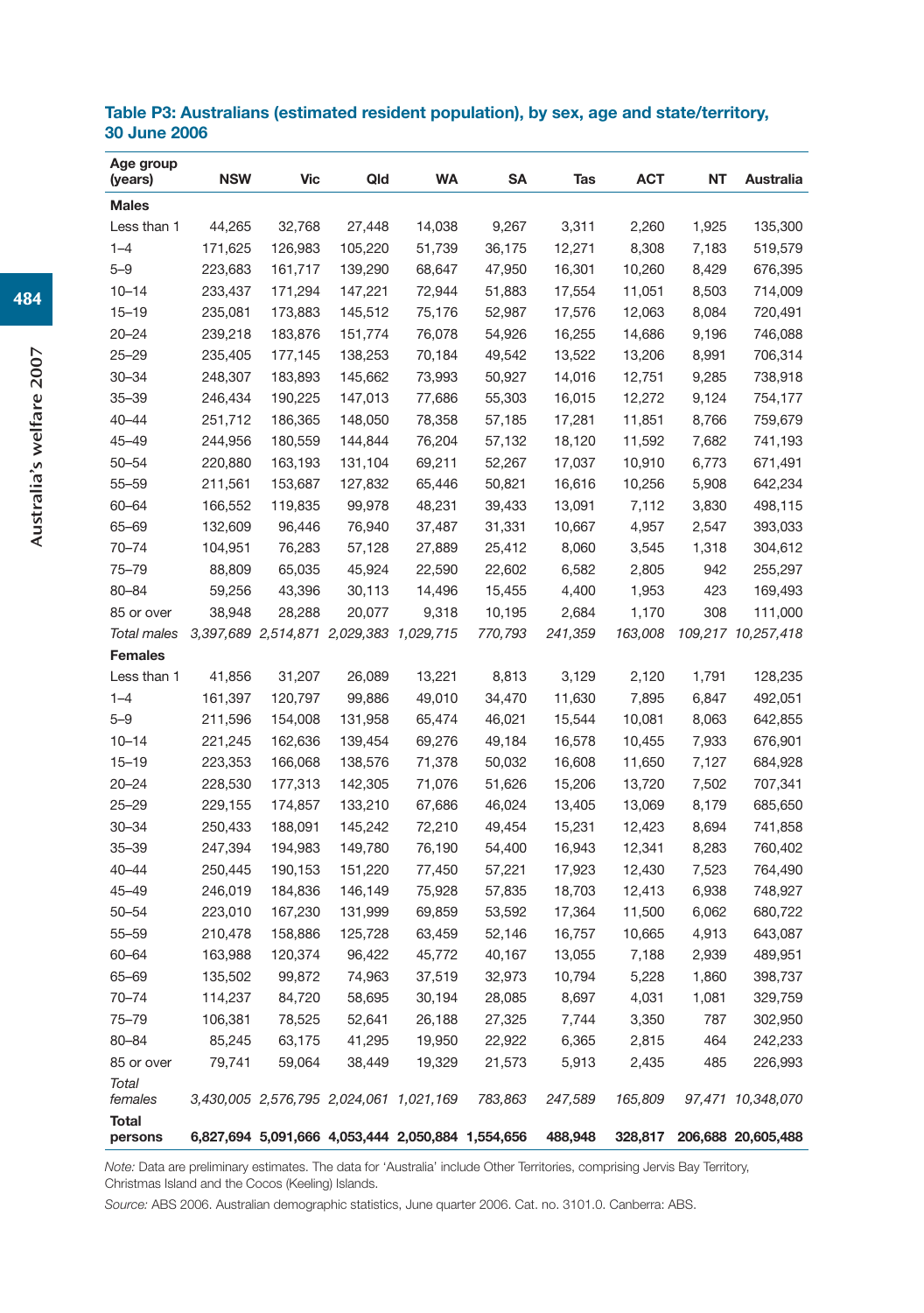### Table P3: Australians (estimated resident population), by sex, age and state/territory, 30 June 2006

| Age group (years) | NSW | Vic | Qld | WA | SA | Tas | ACT | NT | Australia |
|---|---|---|---|---|---|---|---|---|---|
| **Males** | | | | | | | | | |
| Less than 1 | 44,265 | 32,768 | 27,448 | 14,038 | 9,267 | 3,311 | 2,260 | 1,925 | 135,300 |
| 1–4 | 171,625 | 126,983 | 105,220 | 51,739 | 36,175 | 12,271 | 8,308 | 7,183 | 519,579 |
| 5–9 | 223,683 | 161,717 | 139,290 | 68,647 | 47,950 | 16,301 | 10,260 | 8,429 | 676,395 |
| 10–14 | 233,437 | 171,294 | 147,221 | 72,944 | 51,883 | 17,554 | 11,051 | 8,503 | 714,009 |
| 15–19 | 235,081 | 173,883 | 145,512 | 75,176 | 52,987 | 17,576 | 12,063 | 8,084 | 720,491 |
| 20–24 | 239,218 | 183,876 | 151,774 | 76,078 | 54,926 | 16,255 | 14,686 | 9,196 | 746,088 |
| 25–29 | 235,405 | 177,145 | 138,253 | 70,184 | 49,542 | 13,522 | 13,206 | 8,991 | 706,314 |
| 30–34 | 248,307 | 183,893 | 145,662 | 73,993 | 50,927 | 14,016 | 12,751 | 9,285 | 738,918 |
| 35–39 | 246,434 | 190,225 | 147,013 | 77,686 | 55,303 | 16,015 | 12,272 | 9,124 | 754,177 |
| 40–44 | 251,712 | 186,365 | 148,050 | 78,358 | 57,185 | 17,281 | 11,851 | 8,766 | 759,679 |
| 45–49 | 244,956 | 180,559 | 144,844 | 76,204 | 57,132 | 18,120 | 11,592 | 7,682 | 741,193 |
| 50–54 | 220,880 | 163,193 | 131,104 | 69,211 | 52,267 | 17,037 | 10,910 | 6,773 | 671,491 |
| 55–59 | 211,561 | 153,687 | 127,832 | 65,446 | 50,821 | 16,616 | 10,256 | 5,908 | 642,234 |
| 60–64 | 166,552 | 119,835 | 99,978 | 48,231 | 39,433 | 13,091 | 7,112 | 3,830 | 498,115 |
| 65–69 | 132,609 | 96,446 | 76,940 | 37,487 | 31,331 | 10,667 | 4,957 | 2,547 | 393,033 |
| 70–74 | 104,951 | 76,283 | 57,128 | 27,889 | 25,412 | 8,060 | 3,545 | 1,318 | 304,612 |
| 75–79 | 88,809 | 65,035 | 45,924 | 22,590 | 22,602 | 6,582 | 2,805 | 942 | 255,297 |
| 80–84 | 59,256 | 43,396 | 30,113 | 14,496 | 15,455 | 4,400 | 1,953 | 423 | 169,493 |
| 85 or over | 38,948 | 28,288 | 20,077 | 9,318 | 10,195 | 2,684 | 1,170 | 308 | 111,000 |
| *Total males* | *3,397,689* | *2,514,871* | *2,029,383* | *1,029,715* | *770,793* | *241,359* | *163,008* | *109,217* | *10,257,418* |
| **Females** | | | | | | | | | |
| Less than 1 | 41,856 | 31,207 | 26,089 | 13,221 | 8,813 | 3,129 | 2,120 | 1,791 | 128,235 |
| 1–4 | 161,397 | 120,797 | 99,886 | 49,010 | 34,470 | 11,630 | 7,895 | 6,847 | 492,051 |
| 5–9 | 211,596 | 154,008 | 131,958 | 65,474 | 46,021 | 15,544 | 10,081 | 8,063 | 642,855 |
| 10–14 | 221,245 | 162,636 | 139,454 | 69,276 | 49,184 | 16,578 | 10,455 | 7,933 | 676,901 |
| 15–19 | 223,353 | 166,068 | 138,576 | 71,378 | 50,032 | 16,608 | 11,650 | 7,127 | 684,928 |
| 20–24 | 228,530 | 177,313 | 142,305 | 71,076 | 51,626 | 15,206 | 13,720 | 7,502 | 707,341 |
| 25–29 | 229,155 | 174,857 | 133,210 | 67,686 | 46,024 | 13,405 | 13,069 | 8,179 | 685,650 |
| 30–34 | 250,433 | 188,091 | 145,242 | 72,210 | 49,454 | 15,231 | 12,423 | 8,694 | 741,858 |
| 35–39 | 247,394 | 194,983 | 149,780 | 76,190 | 54,400 | 16,943 | 12,341 | 8,283 | 760,402 |
| 40–44 | 250,445 | 190,153 | 151,220 | 77,450 | 57,221 | 17,923 | 12,430 | 7,523 | 764,490 |
| 45–49 | 246,019 | 184,836 | 146,149 | 75,928 | 57,835 | 18,703 | 12,413 | 6,938 | 748,927 |
| 50–54 | 223,010 | 167,230 | 131,999 | 69,859 | 53,592 | 17,364 | 11,500 | 6,062 | 680,722 |
| 55–59 | 210,478 | 158,886 | 125,728 | 63,459 | 52,146 | 16,757 | 10,665 | 4,913 | 643,087 |
| 60–64 | 163,988 | 120,374 | 96,422 | 45,772 | 40,167 | 13,055 | 7,188 | 2,939 | 489,951 |
| 65–69 | 135,502 | 99,872 | 74,963 | 37,519 | 32,973 | 10,794 | 5,228 | 1,860 | 398,737 |
| 70–74 | 114,237 | 84,720 | 58,695 | 30,194 | 28,085 | 8,697 | 4,031 | 1,081 | 329,759 |
| 75–79 | 106,381 | 78,525 | 52,641 | 26,188 | 27,325 | 7,744 | 3,350 | 787 | 302,950 |
| 80–84 | 85,245 | 63,175 | 41,295 | 19,950 | 22,922 | 6,365 | 2,815 | 464 | 242,233 |
| 85 or over | 79,741 | 59,064 | 38,449 | 19,329 | 21,573 | 5,913 | 2,435 | 485 | 226,993 |
| *Total females* | *3,430,005* | *2,576,795* | *2,024,061* | *1,021,169* | *783,863* | *247,589* | *165,809* | *97,471* | *10,348,070* |
| **Total persons** | **6,827,694** | **5,091,666** | **4,053,444** | **2,050,884** | **1,554,656** | **488,948** | **328,817** | **206,688** | **20,605,488** |

*Note:* Data are preliminary estimates. The data for 'Australia' include Other Territories, comprising Jervis Bay Territory, Christmas Island and the Cocos (Keeling) Islands.

*Source:* ABS 2006. Australian demographic statistics, June quarter 2006. Cat. no. 3101.0. Canberra: ABS.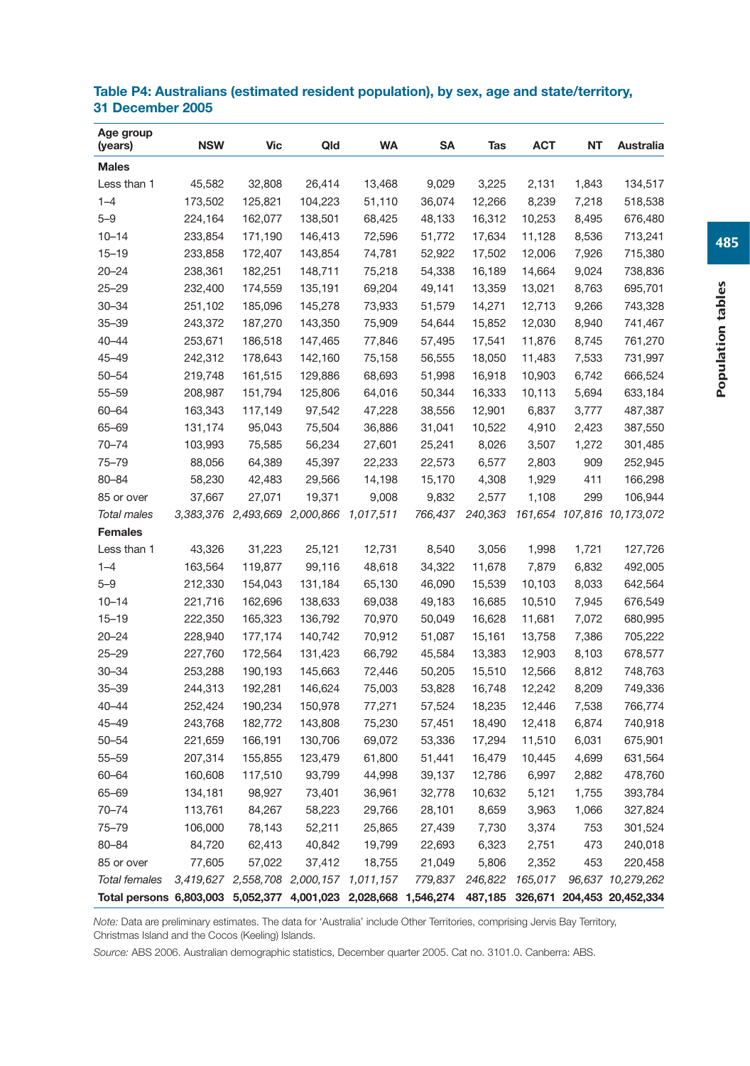## Table P4: Australians (estimated resident population), by sex, age and state/territory, 31 December 2005

| Age group (years) | NSW | Vic | Qld | WA | SA | Tas | ACT | NT | Australia |
|---|---|---|---|---|---|---|---|---|---|
| **Males** | | | | | | | | | |
| Less than 1 | 45,582 | 32,808 | 26,414 | 13,468 | 9,029 | 3,225 | 2,131 | 1,843 | 134,517 |
| 1–4 | 173,502 | 125,821 | 104,223 | 51,110 | 36,074 | 12,266 | 8,239 | 7,218 | 518,538 |
| 5–9 | 224,164 | 162,077 | 138,501 | 68,425 | 48,133 | 16,312 | 10,253 | 8,495 | 676,480 |
| 10–14 | 233,854 | 171,190 | 146,413 | 72,596 | 51,772 | 17,634 | 11,128 | 8,536 | 713,241 |
| 15–19 | 233,858 | 172,407 | 143,854 | 74,781 | 52,922 | 17,502 | 12,006 | 7,926 | 715,380 |
| 20–24 | 238,361 | 182,251 | 148,711 | 75,218 | 54,338 | 16,189 | 14,664 | 9,024 | 738,836 |
| 25–29 | 232,400 | 174,559 | 135,191 | 69,204 | 49,141 | 13,359 | 13,021 | 8,763 | 695,701 |
| 30–34 | 251,102 | 185,096 | 145,278 | 73,933 | 51,579 | 14,271 | 12,713 | 9,266 | 743,328 |
| 35–39 | 243,372 | 187,270 | 143,350 | 75,909 | 54,644 | 15,852 | 12,030 | 8,940 | 741,467 |
| 40–44 | 253,671 | 186,518 | 147,465 | 77,846 | 57,495 | 17,541 | 11,876 | 8,745 | 761,270 |
| 45–49 | 242,312 | 178,643 | 142,160 | 75,158 | 56,555 | 18,050 | 11,483 | 7,533 | 731,997 |
| 50–54 | 219,748 | 161,515 | 129,886 | 68,693 | 51,998 | 16,918 | 10,903 | 6,742 | 666,524 |
| 55–59 | 208,987 | 151,794 | 125,806 | 64,016 | 50,344 | 16,333 | 10,113 | 5,694 | 633,184 |
| 60–64 | 163,343 | 117,149 | 97,542 | 47,228 | 38,556 | 12,901 | 6,837 | 3,777 | 487,387 |
| 65–69 | 131,174 | 95,043 | 75,504 | 36,886 | 31,041 | 10,522 | 4,910 | 2,423 | 387,550 |
| 70–74 | 103,993 | 75,585 | 56,234 | 27,601 | 25,241 | 8,026 | 3,507 | 1,272 | 301,485 |
| 75–79 | 88,056 | 64,389 | 45,397 | 22,233 | 22,573 | 6,577 | 2,803 | 909 | 252,945 |
| 80–84 | 58,230 | 42,483 | 29,566 | 14,198 | 15,170 | 4,308 | 1,929 | 411 | 166,298 |
| 85 or over | 37,667 | 27,071 | 19,371 | 9,008 | 9,832 | 2,577 | 1,108 | 299 | 106,944 |
| *Total males* | *3,383,376* | *2,493,669* | *2,000,866* | *1,017,511* | *766,437* | *240,363* | *161,654* | *107,816* | *10,173,072* |
| **Females** | | | | | | | | | |
| Less than 1 | 43,326 | 31,223 | 25,121 | 12,731 | 8,540 | 3,056 | 1,998 | 1,721 | 127,726 |
| 1–4 | 163,564 | 119,877 | 99,116 | 48,618 | 34,322 | 11,678 | 7,879 | 6,832 | 492,005 |
| 5–9 | 212,330 | 154,043 | 131,184 | 65,130 | 46,090 | 15,539 | 10,103 | 8,033 | 642,564 |
| 10–14 | 221,716 | 162,696 | 138,633 | 69,038 | 49,183 | 16,685 | 10,510 | 7,945 | 676,549 |
| 15–19 | 222,350 | 165,323 | 136,792 | 70,970 | 50,049 | 16,628 | 11,681 | 7,072 | 680,995 |
| 20–24 | 228,940 | 177,174 | 140,742 | 70,912 | 51,087 | 15,161 | 13,758 | 7,386 | 705,222 |
| 25–29 | 227,760 | 172,564 | 131,423 | 66,792 | 45,584 | 13,383 | 12,903 | 8,103 | 678,577 |
| 30–34 | 253,288 | 190,193 | 145,663 | 72,446 | 50,205 | 15,510 | 12,566 | 8,812 | 748,763 |
| 35–39 | 244,313 | 192,281 | 146,624 | 75,003 | 53,828 | 16,748 | 12,242 | 8,209 | 749,336 |
| 40–44 | 252,424 | 190,234 | 150,978 | 77,271 | 57,524 | 18,235 | 12,446 | 7,538 | 766,774 |
| 45–49 | 243,768 | 182,772 | 143,808 | 75,230 | 57,451 | 18,490 | 12,418 | 6,874 | 740,918 |
| 50–54 | 221,659 | 166,191 | 130,706 | 69,072 | 53,336 | 17,294 | 11,510 | 6,031 | 675,901 |
| 55–59 | 207,314 | 155,855 | 123,479 | 61,800 | 51,441 | 16,479 | 10,445 | 4,699 | 631,564 |
| 60–64 | 160,608 | 117,510 | 93,799 | 44,998 | 39,137 | 12,786 | 6,997 | 2,882 | 478,760 |
| 65–69 | 134,181 | 98,927 | 73,401 | 36,961 | 32,778 | 10,632 | 5,121 | 1,755 | 393,784 |
| 70–74 | 113,761 | 84,267 | 58,223 | 29,766 | 28,101 | 8,659 | 3,963 | 1,066 | 327,824 |
| 75–79 | 106,000 | 78,143 | 52,211 | 25,865 | 27,439 | 7,730 | 3,374 | 753 | 301,524 |
| 80–84 | 84,720 | 62,413 | 40,842 | 19,799 | 22,693 | 6,323 | 2,751 | 473 | 240,018 |
| 85 or over | 77,605 | 57,022 | 37,412 | 18,755 | 21,049 | 5,806 | 2,352 | 453 | 220,458 |
| *Total females* | *3,419,627* | *2,558,708* | *2,000,157* | *1,011,157* | *779,837* | *246,822* | *165,017* | *96,637* | *10,279,262* |
| **Total persons** | **6,803,003** | **5,052,377** | **4,001,023** | **2,028,668** | **1,546,274** | **487,185** | **326,671** | **204,453** | **20,452,334** |

*Note:* Data are preliminary estimates. The data for 'Australia' include Other Territories, comprising Jervis Bay Territory, Christmas Island and the Cocos (Keeling) Islands.

*Source:* ABS 2006. Australian demographic statistics, December quarter 2005. Cat no. 3101.0. Canberra: ABS.